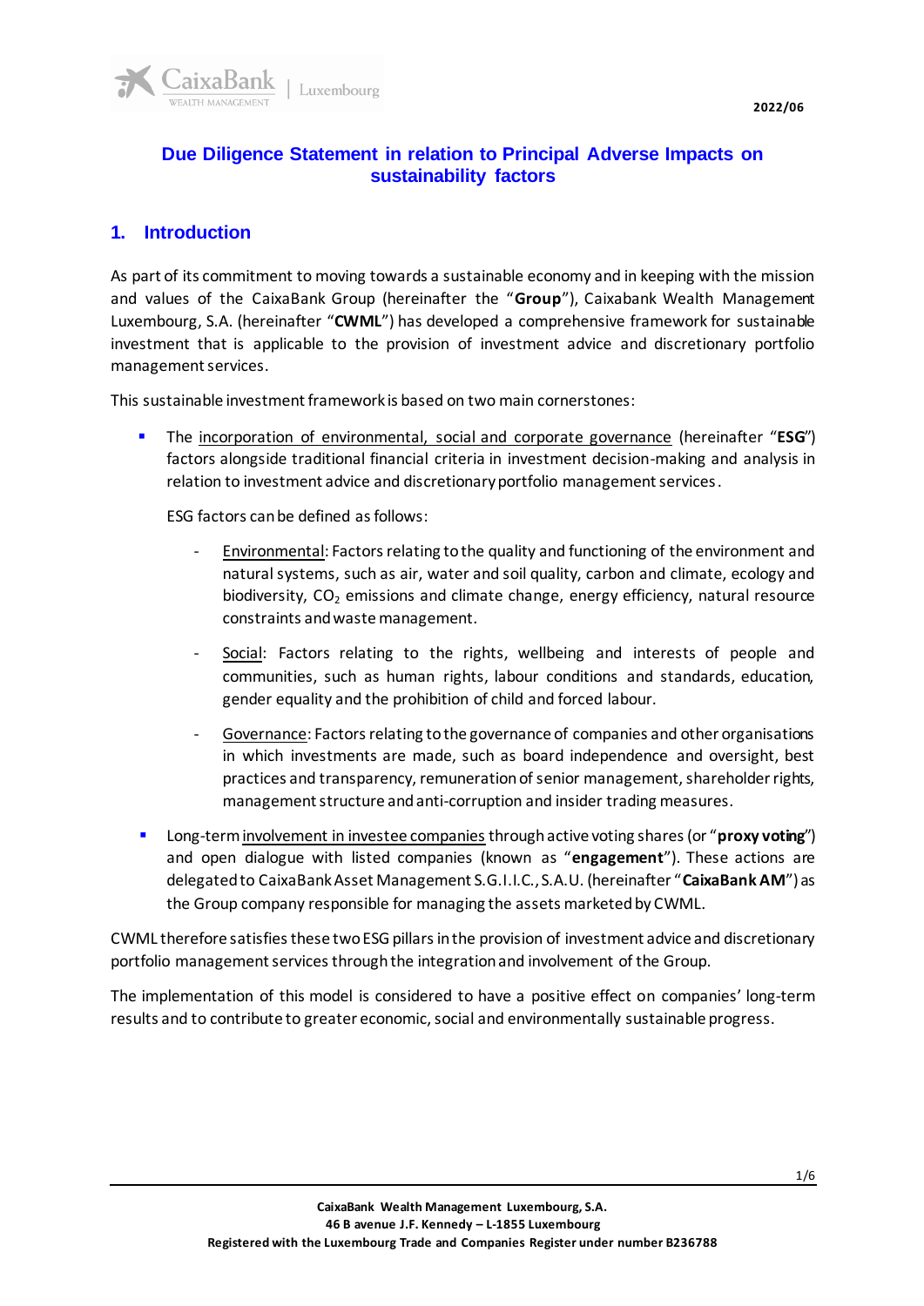2022/06

# Due Diligence Statement in relation to Principal Adverse Impacts on sustainability factors

## 1. Introduction

As part of its commitment to moving towards a sustainable economy and in keeping with the mission and values of the CaixaBank Group (hereinafter the "**Group**"), Caixabank Wealth Management Luxembourg, S.A. (hereinafter "**CWML**") has developed a comprehensive framework for sustainable investment that is applicable to the provision of investment advice and discretionary portfolio management services.

This sustainable investment framework is based on two main cornerstones:

- The incorporation of environmental, social and corporate governance (hereinafter "**ESG**") factors alongside traditional financial criteria in investment decision-making and analysis in relation to investment advice and discretionary portfolio management services.

  ESG factors can be defined as follows:

  - Environmental: Factors relating to the quality and functioning of the environment and natural systems, such as air, water and soil quality, carbon and climate, ecology and biodiversity, $CO_2$ emissions and climate change, energy efficiency, natural resource constraints and waste management.
  - Social: Factors relating to the rights, wellbeing and interests of people and communities, such as human rights, labour conditions and standards, education, gender equality and the prohibition of child and forced labour.
  - Governance: Factors relating to the governance of companies and other organisations in which investments are made, such as board independence and oversight, best practices and transparency, remuneration of senior management, shareholder rights, management structure and anti-corruption and insider trading measures.

- Long-term involvement in investee companies through active voting shares (or "**proxy voting**") and open dialogue with listed companies (known as "**engagement**"). These actions are delegated to CaixaBank Asset Management S.G.I.I.C., S.A.U. (hereinafter "**CaixaBank AM**") as the Group company responsible for managing the assets marketed by CWML.

CWML therefore satisfies these two ESG pillars in the provision of investment advice and discretionary portfolio management services through the integration and involvement of the Group.

The implementation of this model is considered to have a positive effect on companies' long-term results and to contribute to greater economic, social and environmentally sustainable progress.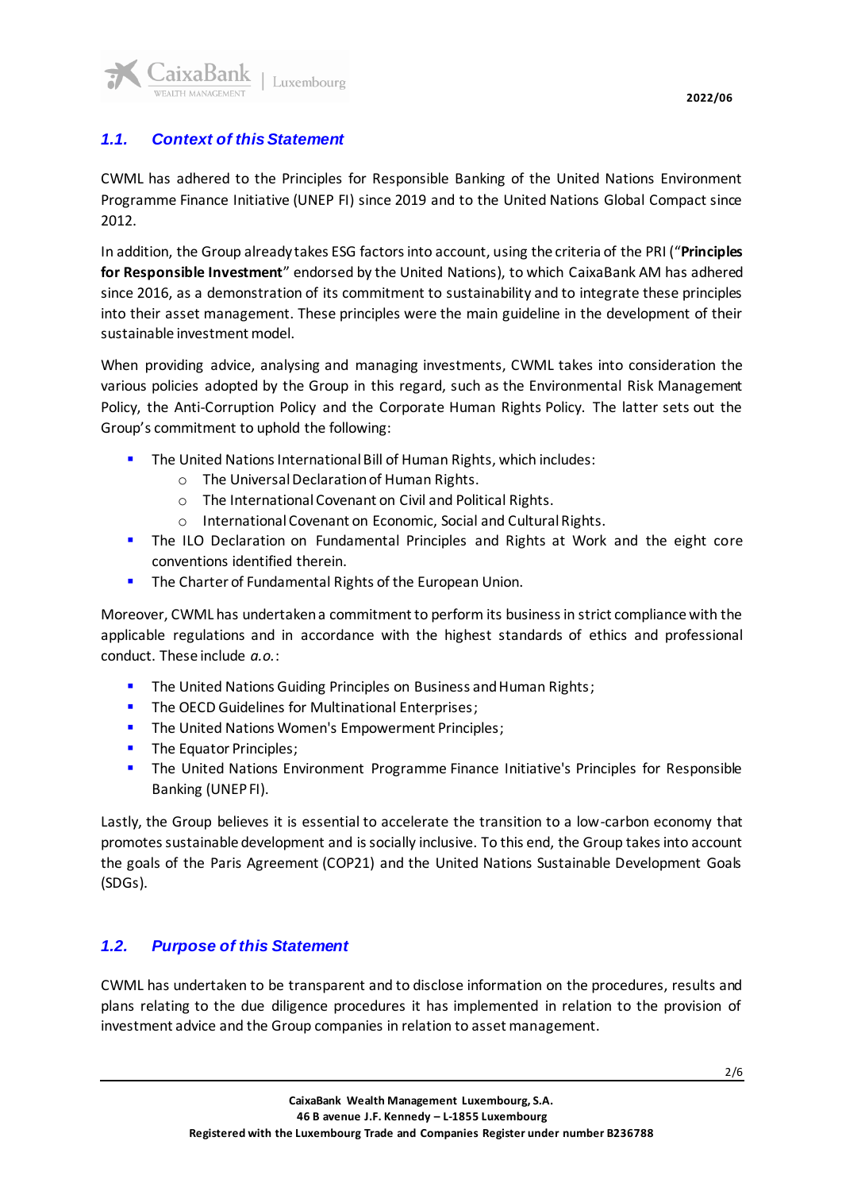## 1.1. *Context of this Statement*

CWML has adhered to the Principles for Responsible Banking of the United Nations Environment Programme Finance Initiative (UNEP FI) since 2019 and to the United Nations Global Compact since 2012.

In addition, the Group already takes ESG factors into account, using the criteria of the PRI ("**Principles for Responsible Investment**" endorsed by the United Nations), to which CaixaBank AM has adhered since 2016, as a demonstration of its commitment to sustainability and to integrate these principles into their asset management. These principles were the main guideline in the development of their sustainable investment model.

When providing advice, analysing and managing investments, CWML takes into consideration the various policies adopted by the Group in this regard, such as the Environmental Risk Management Policy, the Anti-Corruption Policy and the Corporate Human Rights Policy. The latter sets out the Group's commitment to uphold the following:

- The United Nations International Bill of Human Rights, which includes:
  - The Universal Declaration of Human Rights.
  - The International Covenant on Civil and Political Rights.
  - International Covenant on Economic, Social and Cultural Rights.
- The ILO Declaration on Fundamental Principles and Rights at Work and the eight core conventions identified therein.
- The Charter of Fundamental Rights of the European Union.

Moreover, CWML has undertaken a commitment to perform its business in strict compliance with the applicable regulations and in accordance with the highest standards of ethics and professional conduct. These include *a.o.*:

- The United Nations Guiding Principles on Business and Human Rights;
- The OECD Guidelines for Multinational Enterprises;
- The United Nations Women's Empowerment Principles;
- The Equator Principles;
- The United Nations Environment Programme Finance Initiative's Principles for Responsible Banking (UNEP FI).

Lastly, the Group believes it is essential to accelerate the transition to a low-carbon economy that promotes sustainable development and is socially inclusive. To this end, the Group takes into account the goals of the Paris Agreement (COP21) and the United Nations Sustainable Development Goals (SDGs).

## 1.2. *Purpose of this Statement*

CWML has undertaken to be transparent and to disclose information on the procedures, results and plans relating to the due diligence procedures it has implemented in relation to the provision of investment advice and the Group companies in relation to asset management.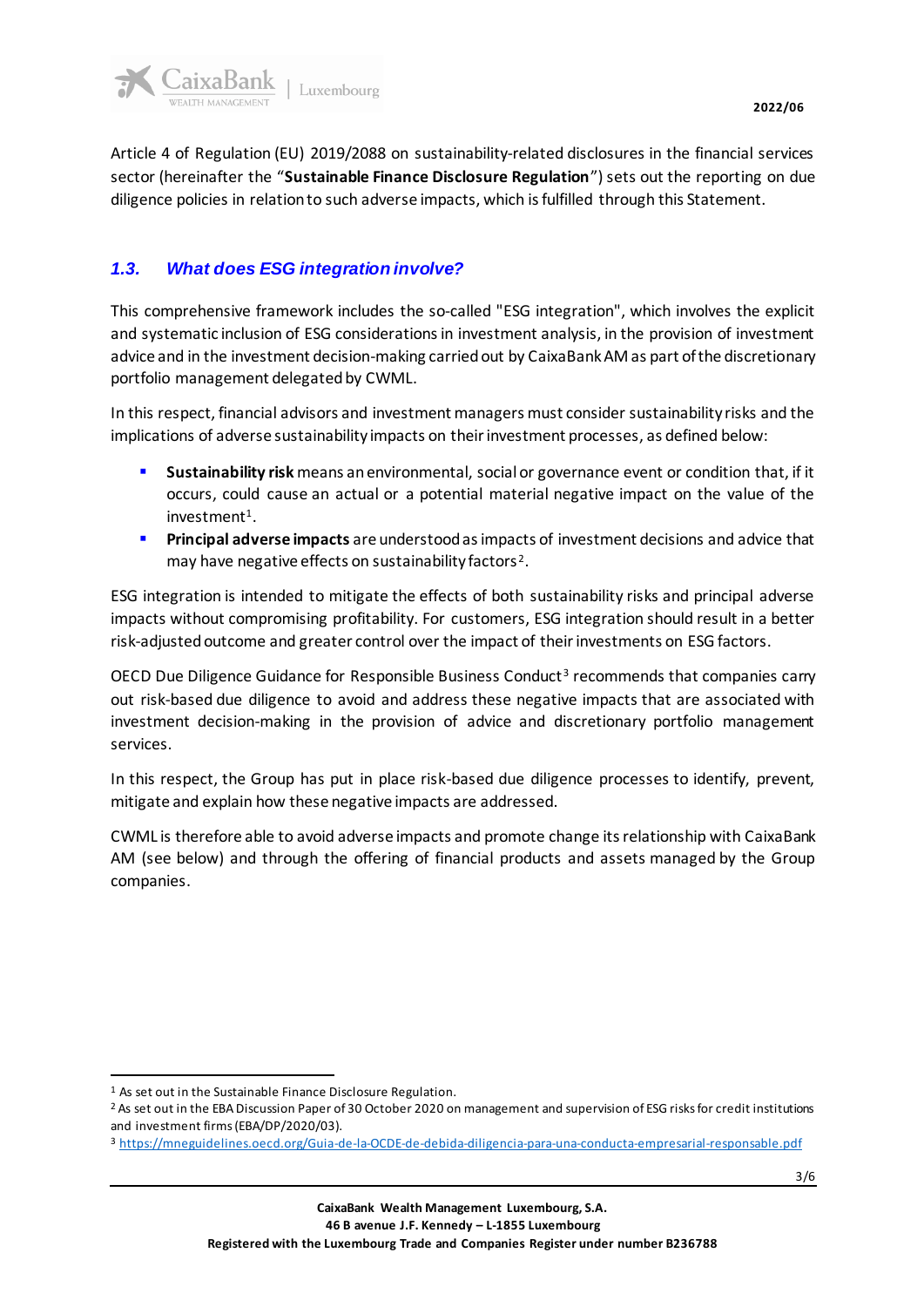Article 4 of Regulation (EU) 2019/2088 on sustainability-related disclosures in the financial services sector (hereinafter the "**Sustainable Finance Disclosure Regulation**") sets out the reporting on due diligence policies in relation to such adverse impacts, which is fulfilled through this Statement.

### *1.3. What does ESG integration involve?*

This comprehensive framework includes the so-called "ESG integration", which involves the explicit and systematic inclusion of ESG considerations in investment analysis, in the provision of investment advice and in the investment decision-making carried out by CaixaBank AM as part of the discretionary portfolio management delegated by CWML.

In this respect, financial advisors and investment managers must consider sustainability risks and the implications of adverse sustainability impacts on their investment processes, as defined below:

- **Sustainability risk** means an environmental, social or governance event or condition that, if it occurs, could cause an actual or a potential material negative impact on the value of the investment[1].
- **Principal adverse impacts** are understood as impacts of investment decisions and advice that may have negative effects on sustainability factors[2].

ESG integration is intended to mitigate the effects of both sustainability risks and principal adverse impacts without compromising profitability. For customers, ESG integration should result in a better risk-adjusted outcome and greater control over the impact of their investments on ESG factors.

OECD Due Diligence Guidance for Responsible Business Conduct[3] recommends that companies carry out risk-based due diligence to avoid and address these negative impacts that are associated with investment decision-making in the provision of advice and discretionary portfolio management services.

In this respect, the Group has put in place risk-based due diligence processes to identify, prevent, mitigate and explain how these negative impacts are addressed.

CWML is therefore able to avoid adverse impacts and promote change its relationship with CaixaBank AM (see below) and through the offering of financial products and assets managed by the Group companies.

---

[1] As set out in the Sustainable Finance Disclosure Regulation.

[2] As set out in the EBA Discussion Paper of 30 October 2020 on management and supervision of ESG risks for credit institutions and investment firms (EBA/DP/2020/03).

[3] https://mneguidelines.oecd.org/Guia-de-la-OCDE-de-debida-diligencia-para-una-conducta-empresarial-responsable.pdf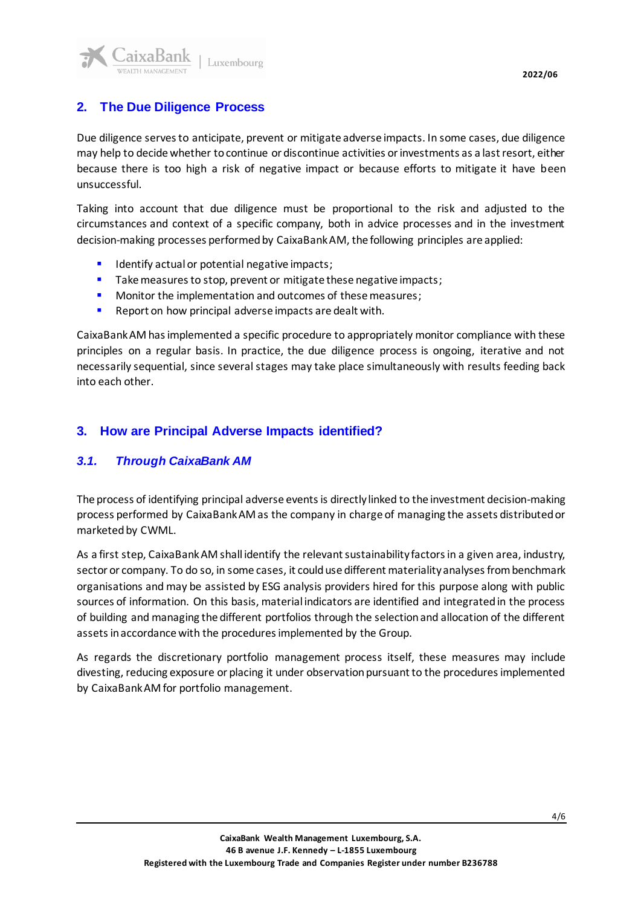## 2. The Due Diligence Process

Due diligence serves to anticipate, prevent or mitigate adverse impacts. In some cases, due diligence may help to decide whether to continue or discontinue activities or investments as a last resort, either because there is too high a risk of negative impact or because efforts to mitigate it have been unsuccessful.

Taking into account that due diligence must be proportional to the risk and adjusted to the circumstances and context of a specific company, both in advice processes and in the investment decision-making processes performed by CaixaBank AM, the following principles are applied:

- Identify actual or potential negative impacts;
- Take measures to stop, prevent or mitigate these negative impacts;
- Monitor the implementation and outcomes of these measures;
- Report on how principal adverse impacts are dealt with.

CaixaBank AM has implemented a specific procedure to appropriately monitor compliance with these principles on a regular basis. In practice, the due diligence process is ongoing, iterative and not necessarily sequential, since several stages may take place simultaneously with results feeding back into each other.

## 3. How are Principal Adverse Impacts identified?

### *3.1. Through CaixaBank AM*

The process of identifying principal adverse events is directly linked to the investment decision-making process performed by CaixaBank AM as the company in charge of managing the assets distributed or marketed by CWML.

As a first step, CaixaBank AM shall identify the relevant sustainability factors in a given area, industry, sector or company. To do so, in some cases, it could use different materiality analyses from benchmark organisations and may be assisted by ESG analysis providers hired for this purpose along with public sources of information. On this basis, material indicators are identified and integrated in the process of building and managing the different portfolios through the selection and allocation of the different assets in accordance with the procedures implemented by the Group.

As regards the discretionary portfolio management process itself, these measures may include divesting, reducing exposure or placing it under observation pursuant to the procedures implemented by CaixaBank AM for portfolio management.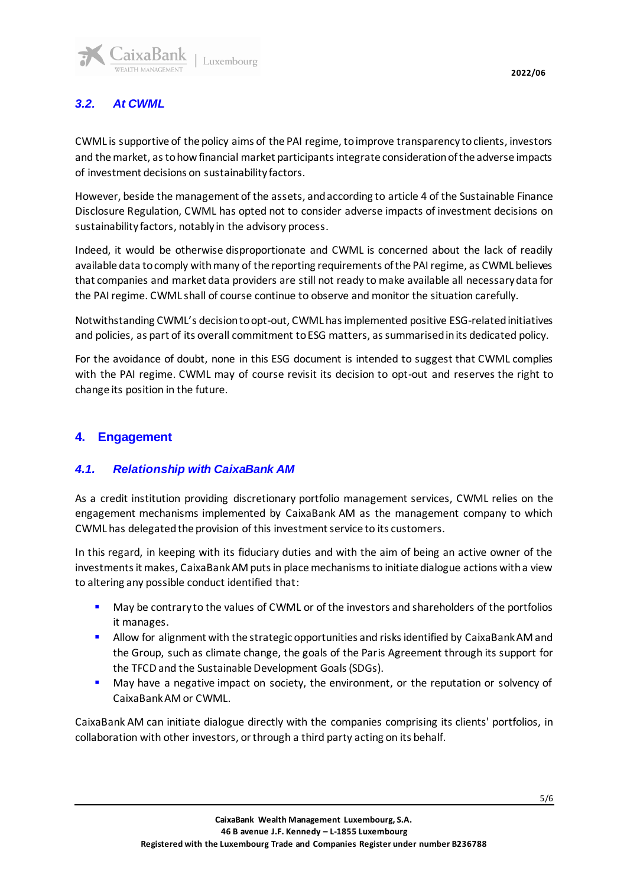### *3.2. At CWML*

CWML is supportive of the policy aims of the PAI regime, to improve transparency to clients, investors and the market, as to how financial market participants integrate consideration of the adverse impacts of investment decisions on sustainability factors.

However, beside the management of the assets, and according to article 4 of the Sustainable Finance Disclosure Regulation, CWML has opted not to consider adverse impacts of investment decisions on sustainability factors, notably in the advisory process.

Indeed, it would be otherwise disproportionate and CWML is concerned about the lack of readily available data to comply with many of the reporting requirements of the PAI regime, as CWML believes that companies and market data providers are still not ready to make available all necessary data for the PAI regime. CWML shall of course continue to observe and monitor the situation carefully.

Notwithstanding CWML's decision to opt-out, CWML has implemented positive ESG-related initiatives and policies, as part of its overall commitment to ESG matters, as summarised in its dedicated policy.

For the avoidance of doubt, none in this ESG document is intended to suggest that CWML complies with the PAI regime. CWML may of course revisit its decision to opt-out and reserves the right to change its position in the future.

## 4. Engagement

### *4.1. Relationship with CaixaBank AM*

As a credit institution providing discretionary portfolio management services, CWML relies on the engagement mechanisms implemented by CaixaBank AM as the management company to which CWML has delegated the provision of this investment service to its customers.

In this regard, in keeping with its fiduciary duties and with the aim of being an active owner of the investments it makes, CaixaBank AM puts in place mechanisms to initiate dialogue actions with a view to altering any possible conduct identified that:

- May be contrary to the values of CWML or of the investors and shareholders of the portfolios it manages.
- Allow for alignment with the strategic opportunities and risks identified by CaixaBank AM and the Group, such as climate change, the goals of the Paris Agreement through its support for the TFCD and the Sustainable Development Goals (SDGs).
- May have a negative impact on society, the environment, or the reputation or solvency of CaixaBank AM or CWML.

CaixaBank AM can initiate dialogue directly with the companies comprising its clients' portfolios, in collaboration with other investors, or through a third party acting on its behalf.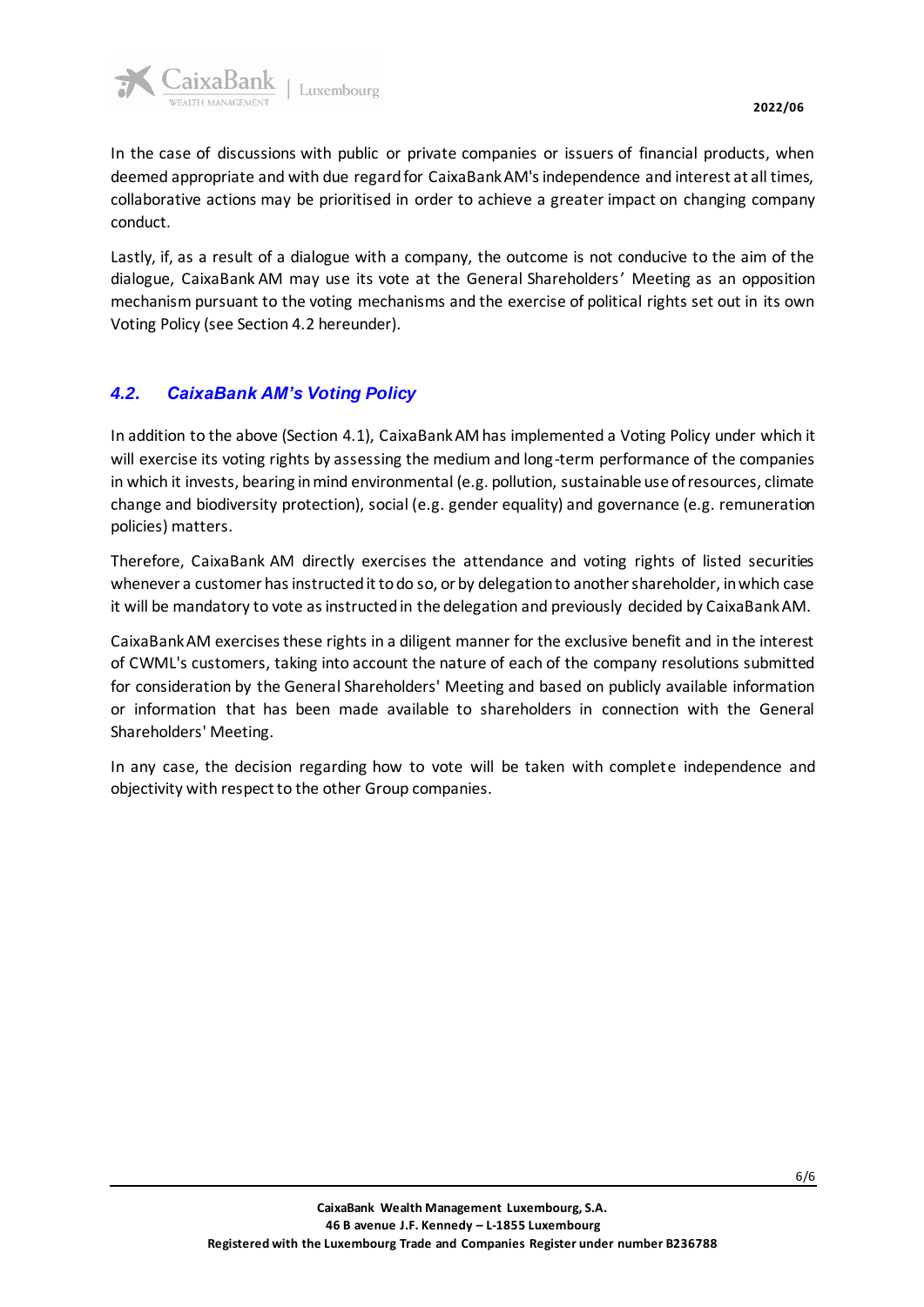In the case of discussions with public or private companies or issuers of financial products, when deemed appropriate and with due regard for CaixaBank AM's independence and interest at all times, collaborative actions may be prioritised in order to achieve a greater impact on changing company conduct.

Lastly, if, as a result of a dialogue with a company, the outcome is not conducive to the aim of the dialogue, CaixaBank AM may use its vote at the General Shareholders' Meeting as an opposition mechanism pursuant to the voting mechanisms and the exercise of political rights set out in its own Voting Policy (see Section 4.2 hereunder).

## *4.2. CaixaBank AM's Voting Policy*

In addition to the above (Section 4.1), CaixaBank AM has implemented a Voting Policy under which it will exercise its voting rights by assessing the medium and long-term performance of the companies in which it invests, bearing in mind environmental (e.g. pollution, sustainable use of resources, climate change and biodiversity protection), social (e.g. gender equality) and governance (e.g. remuneration policies) matters.

Therefore, CaixaBank AM directly exercises the attendance and voting rights of listed securities whenever a customer has instructed it to do so, or by delegation to another shareholder, in which case it will be mandatory to vote as instructed in the delegation and previously decided by CaixaBank AM.

CaixaBank AM exercises these rights in a diligent manner for the exclusive benefit and in the interest of CWML's customers, taking into account the nature of each of the company resolutions submitted for consideration by the General Shareholders' Meeting and based on publicly available information or information that has been made available to shareholders in connection with the General Shareholders' Meeting.

In any case, the decision regarding how to vote will be taken with complete independence and objectivity with respect to the other Group companies.